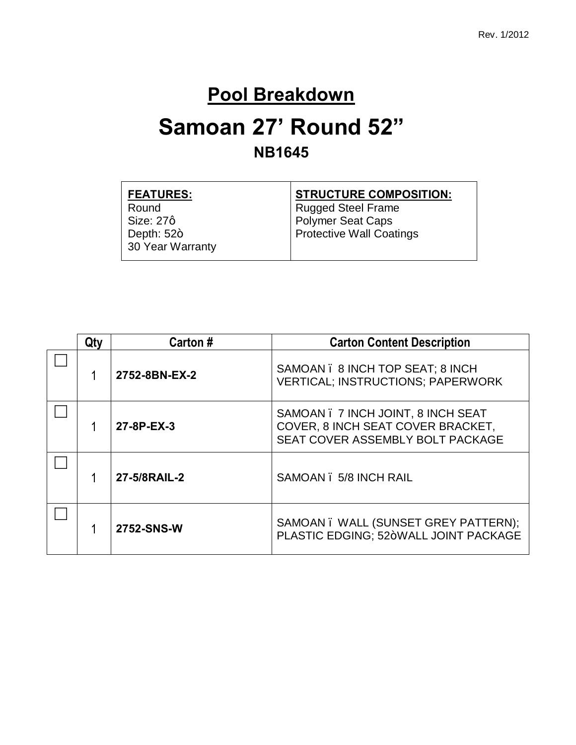Rev. 1/2012

# Pool Breakdown

# Samoan 27' Round 52"

## NB1645

| FEATURES: | STRUCTURE COMPOSITION: |
|---|---|
| Round<br>Size: 27ô<br>Depth: 52ò<br>30 Year Warranty | Rugged Steel Frame<br>Polymer Seat Caps<br>Protective Wall Coatings |

| | Qty | Carton # | Carton Content Description |
|---|---|---|---|
| ☐ | 1 | **2752-8BN-EX-2** | SAMOAN ï 8 INCH TOP SEAT; 8 INCH VERTICAL; INSTRUCTIONS; PAPERWORK |
| ☐ | 1 | **27-8P-EX-3** | SAMOAN ï 7 INCH JOINT, 8 INCH SEAT COVER, 8 INCH SEAT COVER BRACKET, SEAT COVER ASSEMBLY BOLT PACKAGE |
| ☐ | 1 | **27-5/8RAIL-2** | SAMOAN ï 5/8 INCH RAIL |
| ☐ | 1 | **2752-SNS-W** | SAMOAN ï WALL (SUNSET GREY PATTERN); PLASTIC EDGING; 52òWALL JOINT PACKAGE |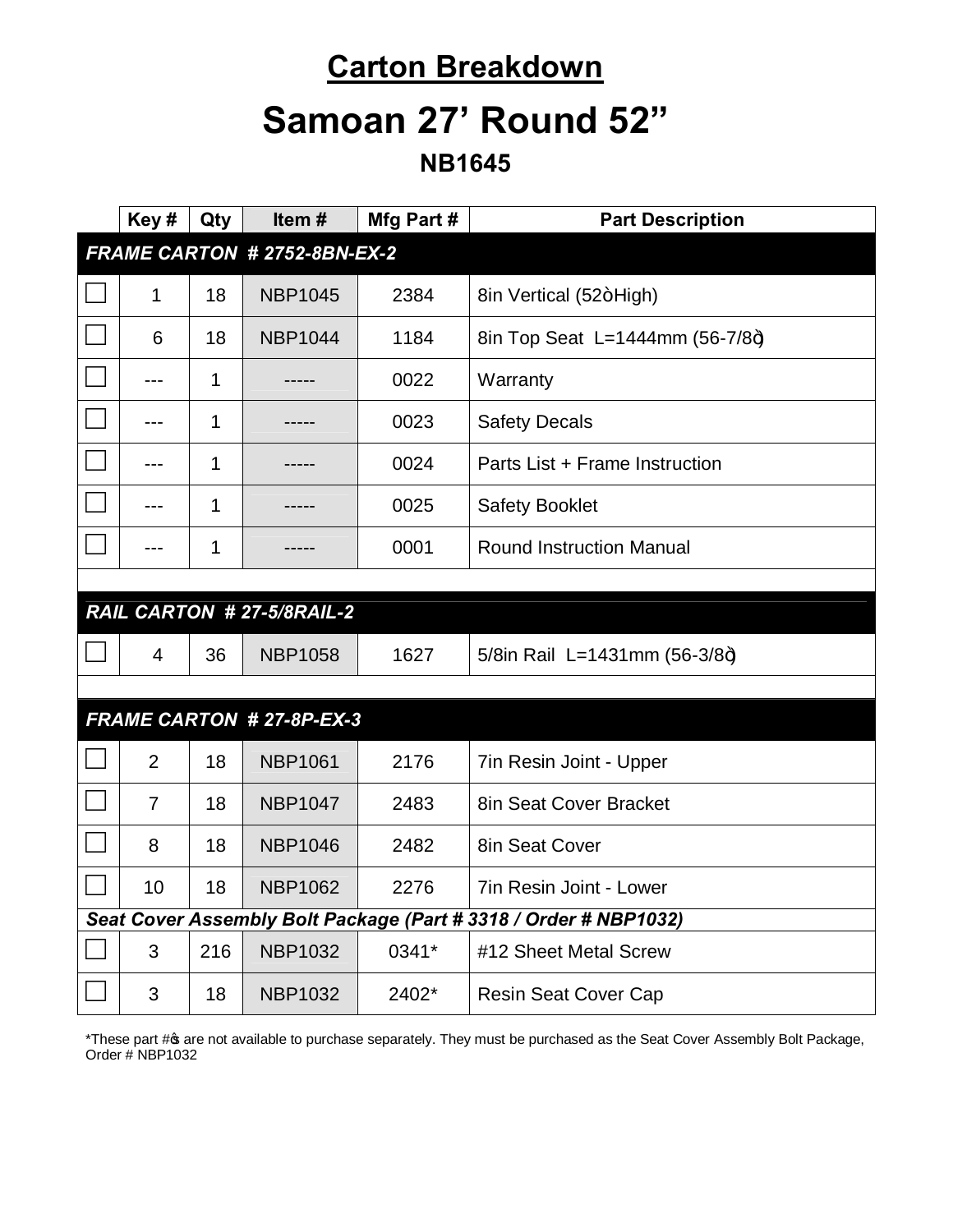# Carton Breakdown

# Samoan 27' Round 52"

### NB1645

| | Key # | Qty | Item # | Mfg Part # | Part Description |
|---|---|---|---|---|---|
| ***FRAME CARTON # 2752-8BN-EX-2*** | | | | | |
| ☐ | 1 | 18 | NBP1045 | 2384 | 8in Vertical (52ò High) |
| ☐ | 6 | 18 | NBP1044 | 1184 | 8in Top Seat L=1444mm (56-7/8ò) |
| ☐ | --- | 1 | ----- | 0022 | Warranty |
| ☐ | --- | 1 | ----- | 0023 | Safety Decals |
| ☐ | --- | 1 | ----- | 0024 | Parts List + Frame Instruction |
| ☐ | --- | 1 | ----- | 0025 | Safety Booklet |
| ☐ | --- | 1 | ----- | 0001 | Round Instruction Manual |
| | | | | | |
| ***RAIL CARTON # 27-5/8RAIL-2*** | | | | | |
| ☐ | 4 | 36 | NBP1058 | 1627 | 5/8in Rail L=1431mm (56-3/8ò) |
| | | | | | |
| ***FRAME CARTON # 27-8P-EX-3*** | | | | | |
| ☐ | 2 | 18 | NBP1061 | 2176 | 7in Resin Joint - Upper |
| ☐ | 7 | 18 | NBP1047 | 2483 | 8in Seat Cover Bracket |
| ☐ | 8 | 18 | NBP1046 | 2482 | 8in Seat Cover |
| ☐ | 10 | 18 | NBP1062 | 2276 | 7in Resin Joint - Lower |
| ***Seat Cover Assembly Bolt Package (Part # 3318 / Order # NBP1032)*** | | | | | |
| ☐ | 3 | 216 | NBP1032 | 0341* | #12 Sheet Metal Screw |
| ☐ | 3 | 18 | NBP1032 | 2402* | Resin Seat Cover Cap |

*These part #ô s are not available to purchase separately. They must be purchased as the Seat Cover Assembly Bolt Package, Order # NBP1032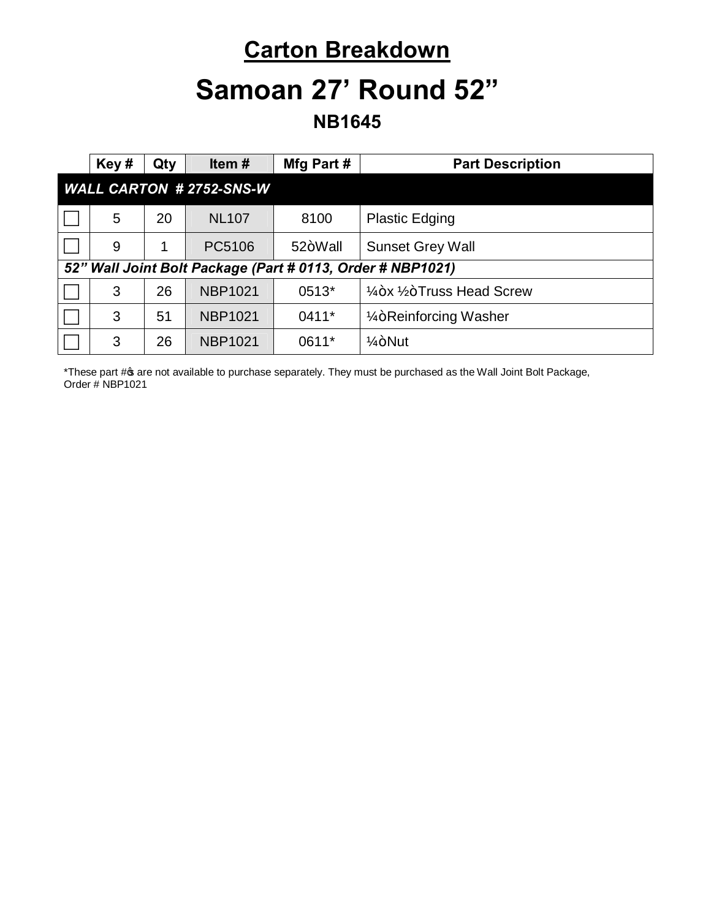# Carton Breakdown

## Samoan 27' Round 52"

### NB1645

| | Key # | Qty | Item # | Mfg Part # | Part Description |
|---|---|---|---|---|---|
| ***WALL CARTON # 2752-SNS-W*** | | | | | |
| ☐ | 5 | 20 | NL107 | 8100 | Plastic Edging |
| ☐ | 9 | 1 | PC5106 | 52òWall | Sunset Grey Wall |
| ***52" Wall Joint Bolt Package (Part # 0113, Order # NBP1021)*** | | | | | |
| ☐ | 3 | 26 | NBP1021 | 0513* | ¼òx ½òTruss Head Screw |
| ☐ | 3 | 51 | NBP1021 | 0411* | ¼òReinforcing Washer |
| ☐ | 3 | 26 | NBP1021 | 0611* | ¼òNut |

*These part #ǿs are not available to purchase separately. They must be purchased as the Wall Joint Bolt Package, Order # NBP1021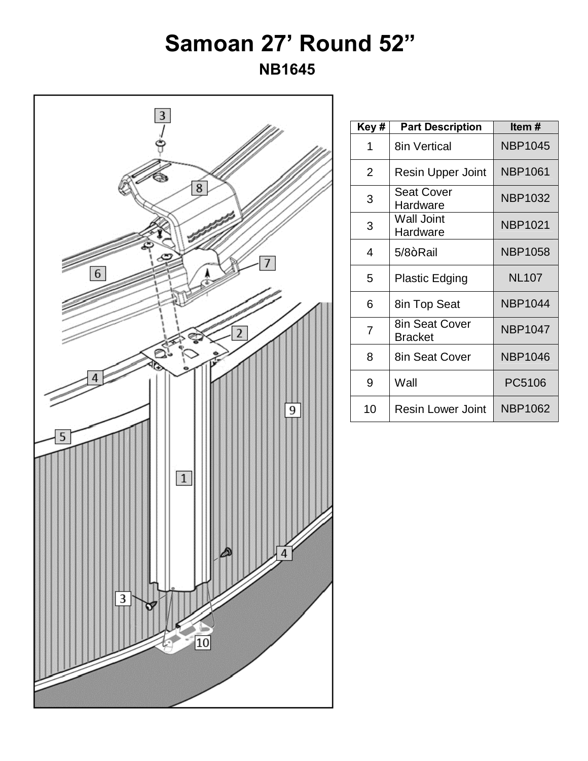# Samoan 27' Round 52"

## NB1645

| Key # | Part Description | Item # |
| --- | --- | --- |
| 1 | 8in Vertical | NBP1045 |
| 2 | Resin Upper Joint | NBP1061 |
| 3 | Seat Cover Hardware | NBP1032 |
| 3 | Wall Joint Hardware | NBP1021 |
| 4 | 5/8òRail | NBP1058 |
| 5 | Plastic Edging | NL107 |
| 6 | 8in Top Seat | NBP1044 |
| 7 | 8in Seat Cover Bracket | NBP1047 |
| 8 | 8in Seat Cover | NBP1046 |
| 9 | Wall | PC5106 |
| 10 | Resin Lower Joint | NBP1062 |